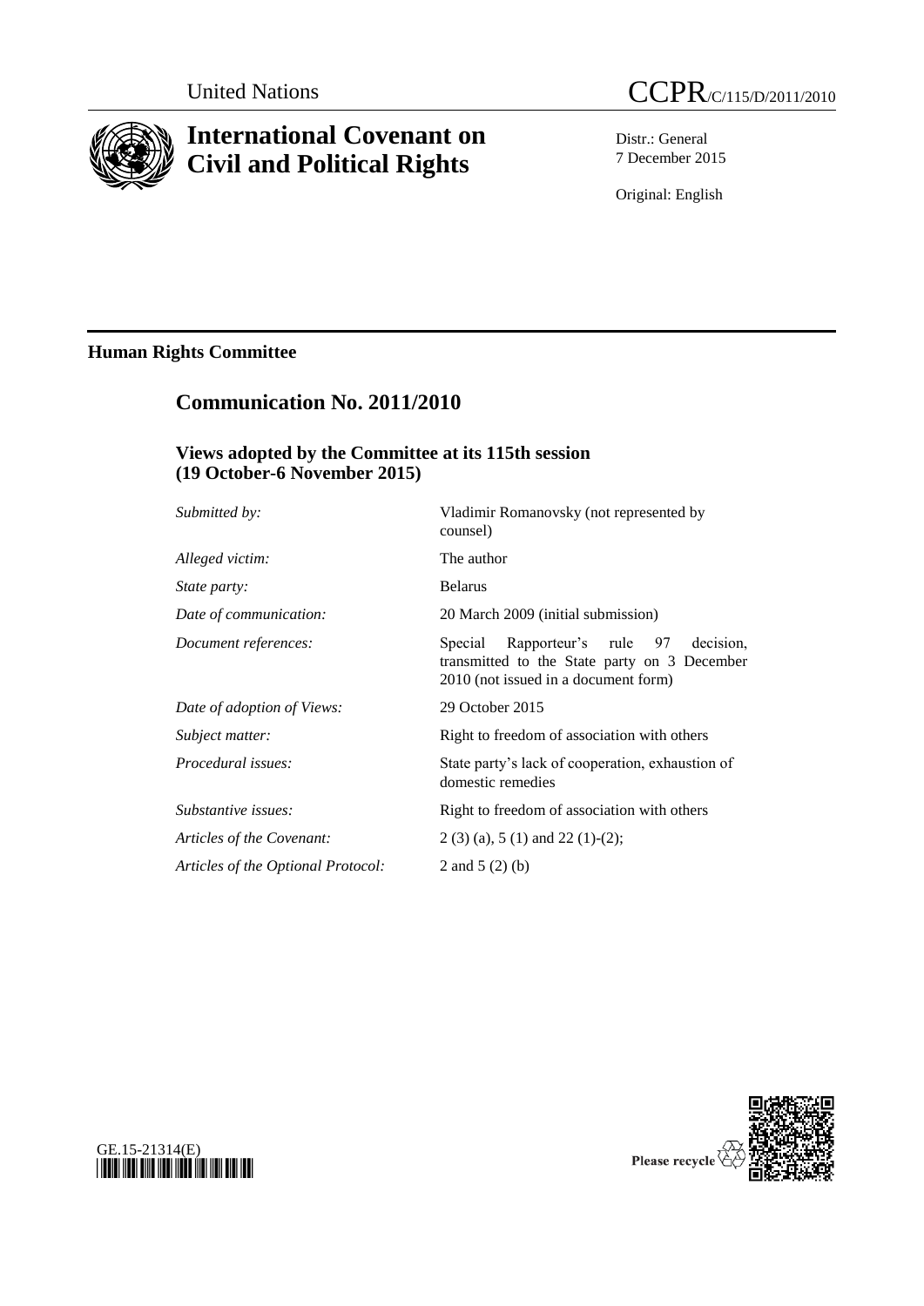United Nations

# CCPR/C/115/D/2011/2010

## International Covenant on Civil and Political Rights

Distr.: General
7 December 2015

Original: English

**Human Rights Committee**

## Communication No. 2011/2010

### Views adopted by the Committee at its 115th session (19 October-6 November 2015)

| | |
|---|---|
| *Submitted by:* | Vladimir Romanovsky (not represented by counsel) |
| *Alleged victim:* | The author |
| *State party:* | Belarus |
| *Date of communication:* | 20 March 2009 (initial submission) |
| *Document references:* | Special Rapporteur's rule 97 decision, transmitted to the State party on 3 December 2010 (not issued in a document form) |
| *Date of adoption of Views:* | 29 October 2015 |
| *Subject matter:* | Right to freedom of association with others |
| *Procedural issues:* | State party's lack of cooperation, exhaustion of domestic remedies |
| *Substantive issues:* | Right to freedom of association with others |
| *Articles of the Covenant:* | 2 (3) (a), 5 (1) and 22 (1)-(2); |
| *Articles of the Optional Protocol:* | 2 and 5 (2) (b) |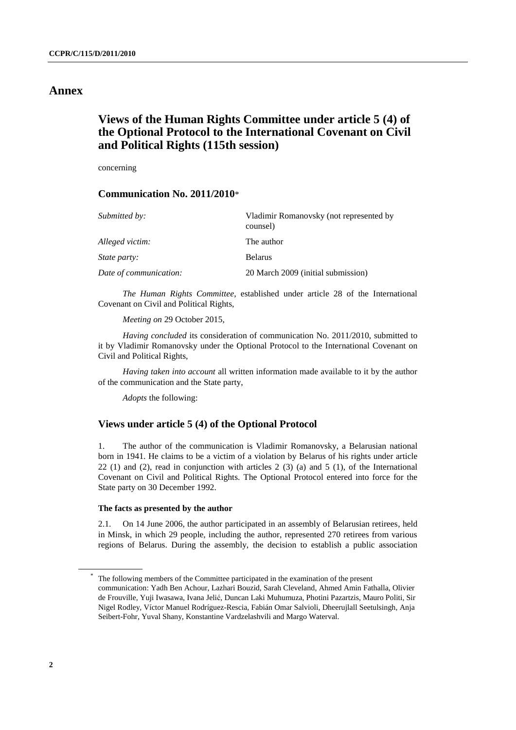# Annex

## Views of the Human Rights Committee under article 5 (4) of the Optional Protocol to the International Covenant on Civil and Political Rights (115th session)

concerning

### Communication No. 2011/2010*

| | |
|---|---|
| *Submitted by:* | Vladimir Romanovsky (not represented by counsel) |
| *Alleged victim:* | The author |
| *State party:* | Belarus |
| *Date of communication:* | 20 March 2009 (initial submission) |

*The Human Rights Committee*, established under article 28 of the International Covenant on Civil and Political Rights,

*Meeting on* 29 October 2015,

*Having concluded* its consideration of communication No. 2011/2010, submitted to it by Vladimir Romanovsky under the Optional Protocol to the International Covenant on Civil and Political Rights,

*Having taken into account* all written information made available to it by the author of the communication and the State party,

*Adopts* the following:

### Views under article 5 (4) of the Optional Protocol

1. The author of the communication is Vladimir Romanovsky, a Belarusian national born in 1941. He claims to be a victim of a violation by Belarus of his rights under article 22 (1) and (2), read in conjunction with articles 2 (3) (a) and 5 (1), of the International Covenant on Civil and Political Rights. The Optional Protocol entered into force for the State party on 30 December 1992.

#### The facts as presented by the author

2.1. On 14 June 2006, the author participated in an assembly of Belarusian retirees, held in Minsk, in which 29 people, including the author, represented 270 retirees from various regions of Belarus. During the assembly, the decision to establish a public association

---

* The following members of the Committee participated in the examination of the present communication: Yadh Ben Achour, Lazhari Bouzid, Sarah Cleveland, Ahmed Amin Fathalla, Olivier de Frouville, Yuji Iwasawa, Ivana Jelić, Duncan Laki Muhumuza, Photini Pazartzis, Mauro Politi, Sir Nigel Rodley, Víctor Manuel Rodríguez-Rescia, Fabián Omar Salvioli, Dheerujlall Seetulsingh, Anja Seibert-Fohr, Yuval Shany, Konstantine Vardzelashvili and Margo Waterval.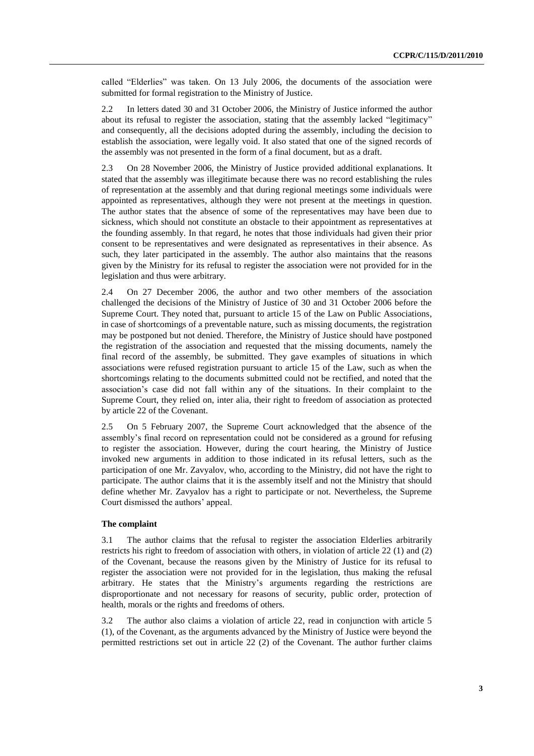called "Elderlies" was taken. On 13 July 2006, the documents of the association were submitted for formal registration to the Ministry of Justice.

2.2 In letters dated 30 and 31 October 2006, the Ministry of Justice informed the author about its refusal to register the association, stating that the assembly lacked "legitimacy" and consequently, all the decisions adopted during the assembly, including the decision to establish the association, were legally void. It also stated that one of the signed records of the assembly was not presented in the form of a final document, but as a draft.

2.3 On 28 November 2006, the Ministry of Justice provided additional explanations. It stated that the assembly was illegitimate because there was no record establishing the rules of representation at the assembly and that during regional meetings some individuals were appointed as representatives, although they were not present at the meetings in question. The author states that the absence of some of the representatives may have been due to sickness, which should not constitute an obstacle to their appointment as representatives at the founding assembly. In that regard, he notes that those individuals had given their prior consent to be representatives and were designated as representatives in their absence. As such, they later participated in the assembly. The author also maintains that the reasons given by the Ministry for its refusal to register the association were not provided for in the legislation and thus were arbitrary.

2.4 On 27 December 2006, the author and two other members of the association challenged the decisions of the Ministry of Justice of 30 and 31 October 2006 before the Supreme Court. They noted that, pursuant to article 15 of the Law on Public Associations, in case of shortcomings of a preventable nature, such as missing documents, the registration may be postponed but not denied. Therefore, the Ministry of Justice should have postponed the registration of the association and requested that the missing documents, namely the final record of the assembly, be submitted. They gave examples of situations in which associations were refused registration pursuant to article 15 of the Law, such as when the shortcomings relating to the documents submitted could not be rectified, and noted that the association's case did not fall within any of the situations. In their complaint to the Supreme Court, they relied on, inter alia, their right to freedom of association as protected by article 22 of the Covenant.

2.5 On 5 February 2007, the Supreme Court acknowledged that the absence of the assembly's final record on representation could not be considered as a ground for refusing to register the association. However, during the court hearing, the Ministry of Justice invoked new arguments in addition to those indicated in its refusal letters, such as the participation of one Mr. Zavyalov, who, according to the Ministry, did not have the right to participate. The author claims that it is the assembly itself and not the Ministry that should define whether Mr. Zavyalov has a right to participate or not. Nevertheless, the Supreme Court dismissed the authors' appeal.

### The complaint

3.1 The author claims that the refusal to register the association Elderlies arbitrarily restricts his right to freedom of association with others, in violation of article 22 (1) and (2) of the Covenant, because the reasons given by the Ministry of Justice for its refusal to register the association were not provided for in the legislation, thus making the refusal arbitrary. He states that the Ministry's arguments regarding the restrictions are disproportionate and not necessary for reasons of security, public order, protection of health, morals or the rights and freedoms of others.

3.2 The author also claims a violation of article 22, read in conjunction with article 5 (1), of the Covenant, as the arguments advanced by the Ministry of Justice were beyond the permitted restrictions set out in article 22 (2) of the Covenant. The author further claims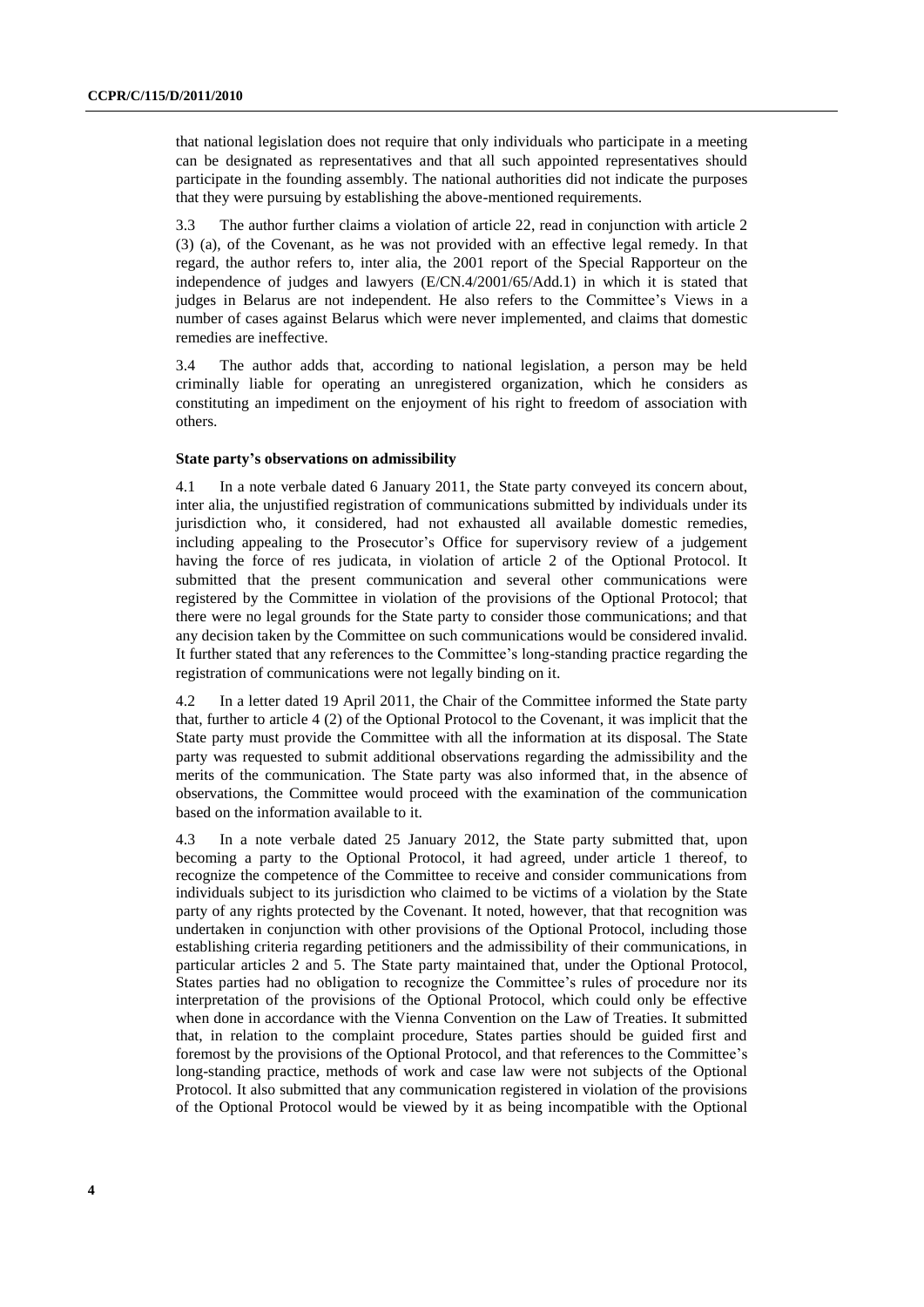that national legislation does not require that only individuals who participate in a meeting can be designated as representatives and that all such appointed representatives should participate in the founding assembly. The national authorities did not indicate the purposes that they were pursuing by establishing the above-mentioned requirements.

3.3 The author further claims a violation of article 22, read in conjunction with article 2 (3) (a), of the Covenant, as he was not provided with an effective legal remedy. In that regard, the author refers to, inter alia, the 2001 report of the Special Rapporteur on the independence of judges and lawyers (E/CN.4/2001/65/Add.1) in which it is stated that judges in Belarus are not independent. He also refers to the Committee's Views in a number of cases against Belarus which were never implemented, and claims that domestic remedies are ineffective.

3.4 The author adds that, according to national legislation, a person may be held criminally liable for operating an unregistered organization, which he considers as constituting an impediment on the enjoyment of his right to freedom of association with others.

### State party's observations on admissibility

4.1 In a note verbale dated 6 January 2011, the State party conveyed its concern about, inter alia, the unjustified registration of communications submitted by individuals under its jurisdiction who, it considered, had not exhausted all available domestic remedies, including appealing to the Prosecutor's Office for supervisory review of a judgement having the force of res judicata, in violation of article 2 of the Optional Protocol. It submitted that the present communication and several other communications were registered by the Committee in violation of the provisions of the Optional Protocol; that there were no legal grounds for the State party to consider those communications; and that any decision taken by the Committee on such communications would be considered invalid. It further stated that any references to the Committee's long-standing practice regarding the registration of communications were not legally binding on it.

4.2 In a letter dated 19 April 2011, the Chair of the Committee informed the State party that, further to article 4 (2) of the Optional Protocol to the Covenant, it was implicit that the State party must provide the Committee with all the information at its disposal. The State party was requested to submit additional observations regarding the admissibility and the merits of the communication. The State party was also informed that, in the absence of observations, the Committee would proceed with the examination of the communication based on the information available to it.

4.3 In a note verbale dated 25 January 2012, the State party submitted that, upon becoming a party to the Optional Protocol, it had agreed, under article 1 thereof, to recognize the competence of the Committee to receive and consider communications from individuals subject to its jurisdiction who claimed to be victims of a violation by the State party of any rights protected by the Covenant. It noted, however, that that recognition was undertaken in conjunction with other provisions of the Optional Protocol, including those establishing criteria regarding petitioners and the admissibility of their communications, in particular articles 2 and 5. The State party maintained that, under the Optional Protocol, States parties had no obligation to recognize the Committee's rules of procedure nor its interpretation of the provisions of the Optional Protocol, which could only be effective when done in accordance with the Vienna Convention on the Law of Treaties. It submitted that, in relation to the complaint procedure, States parties should be guided first and foremost by the provisions of the Optional Protocol, and that references to the Committee's long-standing practice, methods of work and case law were not subjects of the Optional Protocol. It also submitted that any communication registered in violation of the provisions of the Optional Protocol would be viewed by it as being incompatible with the Optional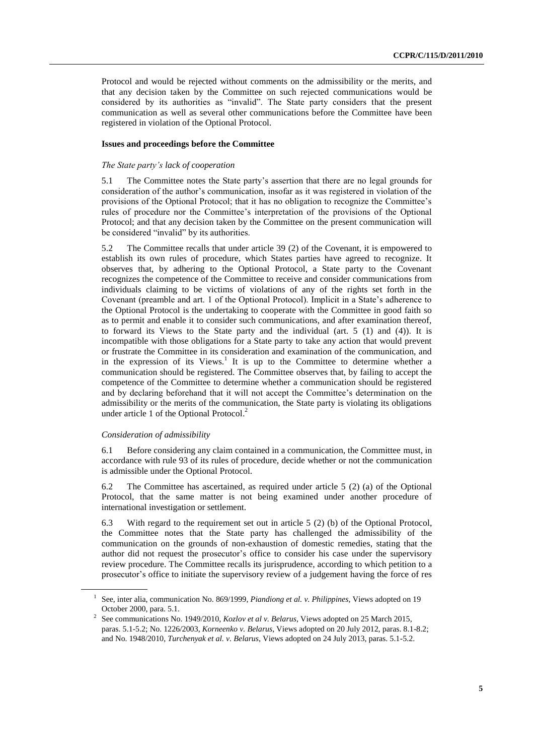Protocol and would be rejected without comments on the admissibility or the merits, and that any decision taken by the Committee on such rejected communications would be considered by its authorities as "invalid". The State party considers that the present communication as well as several other communications before the Committee have been registered in violation of the Optional Protocol.

### Issues and proceedings before the Committee

#### *The State party's lack of cooperation*

5.1 The Committee notes the State party's assertion that there are no legal grounds for consideration of the author's communication, insofar as it was registered in violation of the provisions of the Optional Protocol; that it has no obligation to recognize the Committee's rules of procedure nor the Committee's interpretation of the provisions of the Optional Protocol; and that any decision taken by the Committee on the present communication will be considered "invalid" by its authorities.

5.2 The Committee recalls that under article 39 (2) of the Covenant, it is empowered to establish its own rules of procedure, which States parties have agreed to recognize. It observes that, by adhering to the Optional Protocol, a State party to the Covenant recognizes the competence of the Committee to receive and consider communications from individuals claiming to be victims of violations of any of the rights set forth in the Covenant (preamble and art. 1 of the Optional Protocol). Implicit in a State's adherence to the Optional Protocol is the undertaking to cooperate with the Committee in good faith so as to permit and enable it to consider such communications, and after examination thereof, to forward its Views to the State party and the individual (art. 5 (1) and (4)). It is incompatible with those obligations for a State party to take any action that would prevent or frustrate the Committee in its consideration and examination of the communication, and in the expression of its Views.[1] It is up to the Committee to determine whether a communication should be registered. The Committee observes that, by failing to accept the competence of the Committee to determine whether a communication should be registered and by declaring beforehand that it will not accept the Committee's determination on the admissibility or the merits of the communication, the State party is violating its obligations under article 1 of the Optional Protocol.[2]

#### *Consideration of admissibility*

6.1 Before considering any claim contained in a communication, the Committee must, in accordance with rule 93 of its rules of procedure, decide whether or not the communication is admissible under the Optional Protocol.

6.2 The Committee has ascertained, as required under article 5 (2) (a) of the Optional Protocol, that the same matter is not being examined under another procedure of international investigation or settlement.

6.3 With regard to the requirement set out in article 5 (2) (b) of the Optional Protocol, the Committee notes that the State party has challenged the admissibility of the communication on the grounds of non-exhaustion of domestic remedies, stating that the author did not request the prosecutor's office to consider his case under the supervisory review procedure. The Committee recalls its jurisprudence, according to which petition to a prosecutor's office to initiate the supervisory review of a judgement having the force of res

---

[1] See, inter alia, communication No. 869/1999, *Piandiong et al. v. Philippines*, Views adopted on 19 October 2000, para. 5.1.

[2] See communications No. 1949/2010, *Kozlov et al v. Belarus*, Views adopted on 25 March 2015, paras. 5.1-5.2; No. 1226/2003, *Korneenko v. Belarus*, Views adopted on 20 July 2012, paras. 8.1-8.2; and No. 1948/2010, *Turchenyak et al. v. Belarus*, Views adopted on 24 July 2013, paras. 5.1-5.2.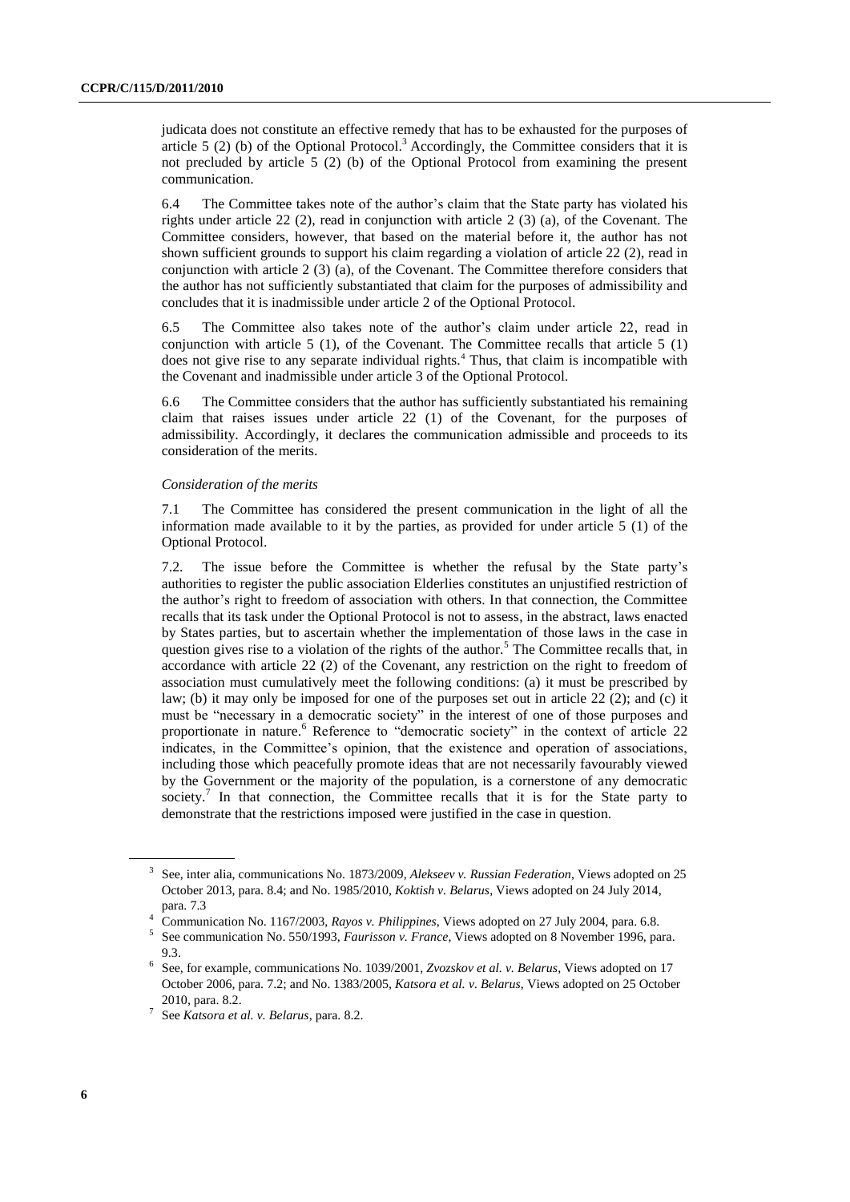judicata does not constitute an effective remedy that has to be exhausted for the purposes of article 5 (2) (b) of the Optional Protocol.[3] Accordingly, the Committee considers that it is not precluded by article 5 (2) (b) of the Optional Protocol from examining the present communication.

6.4 The Committee takes note of the author's claim that the State party has violated his rights under article 22 (2), read in conjunction with article 2 (3) (a), of the Covenant. The Committee considers, however, that based on the material before it, the author has not shown sufficient grounds to support his claim regarding a violation of article 22 (2), read in conjunction with article 2 (3) (a), of the Covenant. The Committee therefore considers that the author has not sufficiently substantiated that claim for the purposes of admissibility and concludes that it is inadmissible under article 2 of the Optional Protocol.

6.5 The Committee also takes note of the author's claim under article 22, read in conjunction with article 5 (1), of the Covenant. The Committee recalls that article 5 (1) does not give rise to any separate individual rights.[4] Thus, that claim is incompatible with the Covenant and inadmissible under article 3 of the Optional Protocol.

6.6 The Committee considers that the author has sufficiently substantiated his remaining claim that raises issues under article 22 (1) of the Covenant, for the purposes of admissibility. Accordingly, it declares the communication admissible and proceeds to its consideration of the merits.

*Consideration of the merits*

7.1 The Committee has considered the present communication in the light of all the information made available to it by the parties, as provided for under article 5 (1) of the Optional Protocol.

7.2. The issue before the Committee is whether the refusal by the State party's authorities to register the public association Elderlies constitutes an unjustified restriction of the author's right to freedom of association with others. In that connection, the Committee recalls that its task under the Optional Protocol is not to assess, in the abstract, laws enacted by States parties, but to ascertain whether the implementation of those laws in the case in question gives rise to a violation of the rights of the author.[5] The Committee recalls that, in accordance with article 22 (2) of the Covenant, any restriction on the right to freedom of association must cumulatively meet the following conditions: (a) it must be prescribed by law; (b) it may only be imposed for one of the purposes set out in article 22 (2); and (c) it must be "necessary in a democratic society" in the interest of one of those purposes and proportionate in nature.[6] Reference to "democratic society" in the context of article 22 indicates, in the Committee's opinion, that the existence and operation of associations, including those which peacefully promote ideas that are not necessarily favourably viewed by the Government or the majority of the population, is a cornerstone of any democratic society.[7] In that connection, the Committee recalls that it is for the State party to demonstrate that the restrictions imposed were justified in the case in question.

---

[3] See, inter alia, communications No. 1873/2009, *Alekseev v. Russian Federation*, Views adopted on 25 October 2013, para. 8.4; and No. 1985/2010, *Koktish v. Belarus*, Views adopted on 24 July 2014, para. 7.3

[4] Communication No. 1167/2003, *Rayos v. Philippines*, Views adopted on 27 July 2004, para. 6.8.

[5] See communication No. 550/1993, *Faurisson v. France*, Views adopted on 8 November 1996, para. 9.3.

[6] See, for example, communications No. 1039/2001, *Zvozskov et al. v. Belarus*, Views adopted on 17 October 2006, para. 7.2; and No. 1383/2005, *Katsora et al. v. Belarus*, Views adopted on 25 October 2010, para. 8.2.

[7] See *Katsora et al. v. Belarus*, para. 8.2.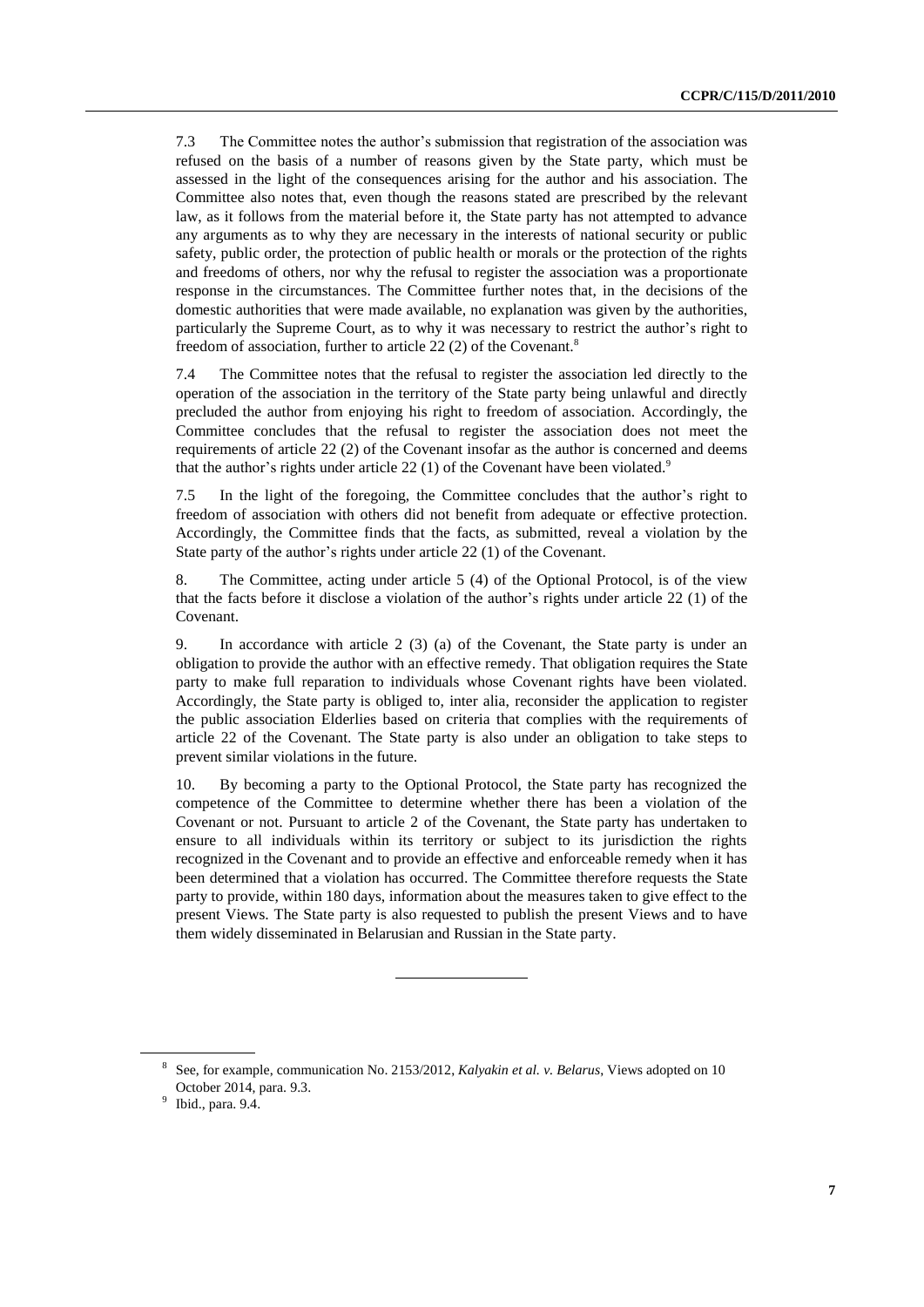7.3 The Committee notes the author's submission that registration of the association was refused on the basis of a number of reasons given by the State party, which must be assessed in the light of the consequences arising for the author and his association. The Committee also notes that, even though the reasons stated are prescribed by the relevant law, as it follows from the material before it, the State party has not attempted to advance any arguments as to why they are necessary in the interests of national security or public safety, public order, the protection of public health or morals or the protection of the rights and freedoms of others, nor why the refusal to register the association was a proportionate response in the circumstances. The Committee further notes that, in the decisions of the domestic authorities that were made available, no explanation was given by the authorities, particularly the Supreme Court, as to why it was necessary to restrict the author's right to freedom of association, further to article 22 (2) of the Covenant.[8]

7.4 The Committee notes that the refusal to register the association led directly to the operation of the association in the territory of the State party being unlawful and directly precluded the author from enjoying his right to freedom of association. Accordingly, the Committee concludes that the refusal to register the association does not meet the requirements of article 22 (2) of the Covenant insofar as the author is concerned and deems that the author's rights under article 22 (1) of the Covenant have been violated.[9]

7.5 In the light of the foregoing, the Committee concludes that the author's right to freedom of association with others did not benefit from adequate or effective protection. Accordingly, the Committee finds that the facts, as submitted, reveal a violation by the State party of the author's rights under article 22 (1) of the Covenant.

8. The Committee, acting under article 5 (4) of the Optional Protocol, is of the view that the facts before it disclose a violation of the author's rights under article 22 (1) of the Covenant.

9. In accordance with article 2 (3) (a) of the Covenant, the State party is under an obligation to provide the author with an effective remedy. That obligation requires the State party to make full reparation to individuals whose Covenant rights have been violated. Accordingly, the State party is obliged to, inter alia, reconsider the application to register the public association Elderlies based on criteria that complies with the requirements of article 22 of the Covenant. The State party is also under an obligation to take steps to prevent similar violations in the future.

10. By becoming a party to the Optional Protocol, the State party has recognized the competence of the Committee to determine whether there has been a violation of the Covenant or not. Pursuant to article 2 of the Covenant, the State party has undertaken to ensure to all individuals within its territory or subject to its jurisdiction the rights recognized in the Covenant and to provide an effective and enforceable remedy when it has been determined that a violation has occurred. The Committee therefore requests the State party to provide, within 180 days, information about the measures taken to give effect to the present Views. The State party is also requested to publish the present Views and to have them widely disseminated in Belarusian and Russian in the State party.

---

[8] See, for example, communication No. 2153/2012, *Kalyakin et al. v. Belarus*, Views adopted on 10 October 2014, para. 9.3.

[9] Ibid., para. 9.4.